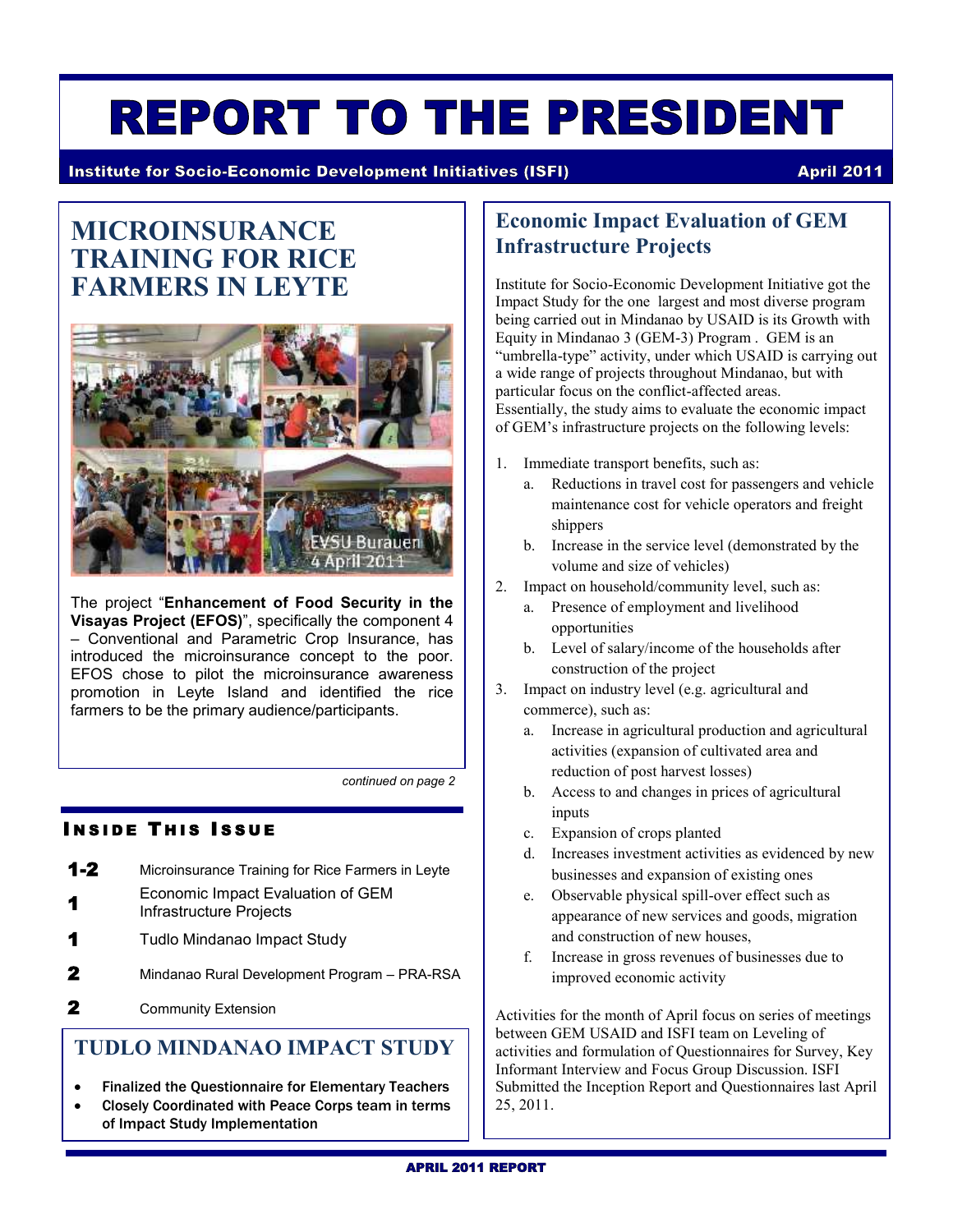# REPORT TO THE PRESIDENT

**Institute for Socio-Economic Development Initiatives (ISFI)** **April 2011**

## MICROINSURANCE TRAINING FOR RICE FARMERS IN LEYTE

The project "**Enhancement of Food Security in the Visayas Project (EFOS)**", specifically the component 4 – Conventional and Parametric Crop Insurance, has introduced the microinsurance concept to the poor. EFOS chose to pilot the microinsurance awareness promotion in Leyte Island and identified the rice farmers to be the primary audience/participants.

*continued on page 2*

### INSIDE THIS ISSUE

| | |
|---|---|
| 1-2 | Microinsurance Training for Rice Farmers in Leyte |
| 1 | Economic Impact Evaluation of GEM Infrastructure Projects |
| 1 | Tudlo Mindanao Impact Study |
| 2 | Mindanao Rural Development Program – PRA-RSA |
| 2 | Community Extension |

## TUDLO MINDANAO IMPACT STUDY

- **Finalized the Questionnaire for Elementary Teachers**
- **Closely Coordinated with Peace Corps team in terms of Impact Study Implementation**

## Economic Impact Evaluation of GEM Infrastructure Projects

Institute for Socio-Economic Development Initiative got the Impact Study for the one largest and most diverse program being carried out in Mindanao by USAID is its Growth with Equity in Mindanao 3 (GEM-3) Program . GEM is an "umbrella-type" activity, under which USAID is carrying out a wide range of projects throughout Mindanao, but with particular focus on the conflict-affected areas.
Essentially, the study aims to evaluate the economic impact of GEM's infrastructure projects on the following levels:

1. Immediate transport benefits, such as:
   a. Reductions in travel cost for passengers and vehicle maintenance cost for vehicle operators and freight shippers
   b. Increase in the service level (demonstrated by the volume and size of vehicles)
2. Impact on household/community level, such as:
   a. Presence of employment and livelihood opportunities
   b. Level of salary/income of the households after construction of the project
3. Impact on industry level (e.g. agricultural and commerce), such as:
   a. Increase in agricultural production and agricultural activities (expansion of cultivated area and reduction of post harvest losses)
   b. Access to and changes in prices of agricultural inputs
   c. Expansion of crops planted
   d. Increases investment activities as evidenced by new businesses and expansion of existing ones
   e. Observable physical spill-over effect such as appearance of new services and goods, migration and construction of new houses,
   f. Increase in gross revenues of businesses due to improved economic activity

Activities for the month of April focus on series of meetings between GEM USAID and ISFI team on Leveling of activities and formulation of Questionnaires for Survey, Key Informant Interview and Focus Group Discussion. ISFI Submitted the Inception Report and Questionnaires last April 25, 2011.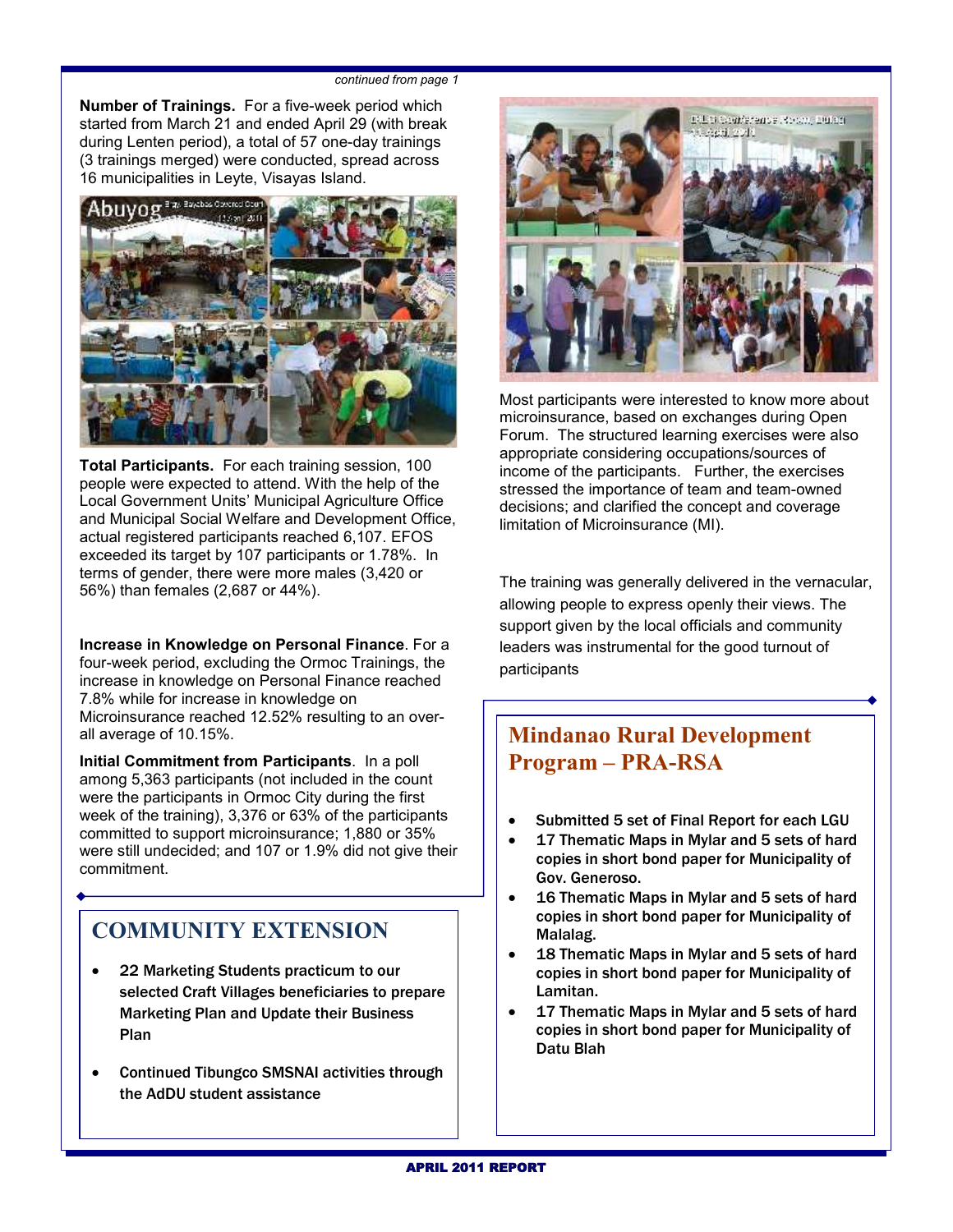*continued from page 1*

**Number of Trainings.** For a five-week period which started from March 21 and ended April 29 (with break during Lenten period), a total of 57 one-day trainings (3 trainings merged) were conducted, spread across 16 municipalities in Leyte, Visayas Island.

**Total Participants.** For each training session, 100 people were expected to attend. With the help of the Local Government Units' Municipal Agriculture Office and Municipal Social Welfare and Development Office, actual registered participants reached 6,107. EFOS exceeded its target by 107 participants or 1.78%. In terms of gender, there were more males (3,420 or 56%) than females (2,687 or 44%).

**Increase in Knowledge on Personal Finance**. For a four-week period, excluding the Ormoc Trainings, the increase in knowledge on Personal Finance reached 7.8% while for increase in knowledge on Microinsurance reached 12.52% resulting to an over-all average of 10.15%.

**Initial Commitment from Participants**. In a poll among 5,363 participants (not included in the count were the participants in Ormoc City during the first week of the training), 3,376 or 63% of the participants committed to support microinsurance; 1,880 or 35% were still undecided; and 107 or 1.9% did not give their commitment.

Most participants were interested to know more about microinsurance, based on exchanges during Open Forum. The structured learning exercises were also appropriate considering occupations/sources of income of the participants. Further, the exercises stressed the importance of team and team-owned decisions; and clarified the concept and coverage limitation of Microinsurance (MI).

The training was generally delivered in the vernacular, allowing people to express openly their views. The support given by the local officials and community leaders was instrumental for the good turnout of participants

## COMMUNITY EXTENSION

- **22 Marketing Students practicum to our selected Craft Villages beneficiaries to prepare Marketing Plan and Update their Business Plan**
- **Continued Tibungco SMSNAI activities through the AdDU student assistance**

## Mindanao Rural Development Program – PRA-RSA

- **Submitted 5 set of Final Report for each LGU**
- **17 Thematic Maps in Mylar and 5 sets of hard copies in short bond paper for Municipality of Gov. Generoso.**
- **16 Thematic Maps in Mylar and 5 sets of hard copies in short bond paper for Municipality of Malalag.**
- **18 Thematic Maps in Mylar and 5 sets of hard copies in short bond paper for Municipality of Lamitan.**
- **17 Thematic Maps in Mylar and 5 sets of hard copies in short bond paper for Municipality of Datu Blah**